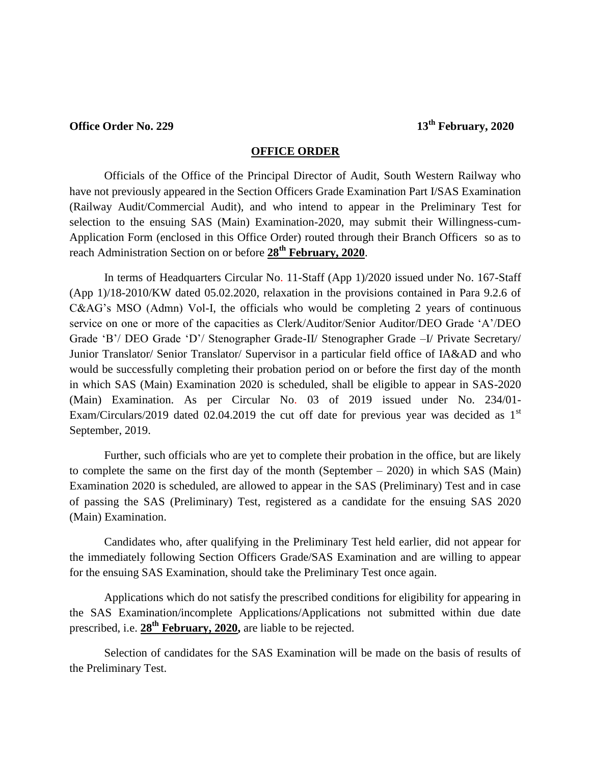**Office Order No. 229** **13th February, 2020**

## OFFICE ORDER

Officials of the Office of the Principal Director of Audit, South Western Railway who have not previously appeared in the Section Officers Grade Examination Part I/SAS Examination (Railway Audit/Commercial Audit), and who intend to appear in the Preliminary Test for selection to the ensuing SAS (Main) Examination-2020, may submit their Willingness-cum-Application Form (enclosed in this Office Order) routed through their Branch Officers so as to reach Administration Section on or before **28th February, 2020**.

In terms of Headquarters Circular No. 11-Staff (App 1)/2020 issued under No. 167-Staff (App 1)/18-2010/KW dated 05.02.2020, relaxation in the provisions contained in Para 9.2.6 of C&AG's MSO (Admn) Vol-I, the officials who would be completing 2 years of continuous service on one or more of the capacities as Clerk/Auditor/Senior Auditor/DEO Grade 'A'/DEO Grade 'B'/ DEO Grade 'D'/ Stenographer Grade-II/ Stenographer Grade –I/ Private Secretary/ Junior Translator/ Senior Translator/ Supervisor in a particular field office of IA&AD and who would be successfully completing their probation period on or before the first day of the month in which SAS (Main) Examination 2020 is scheduled, shall be eligible to appear in SAS-2020 (Main) Examination. As per Circular No. 03 of 2019 issued under No. 234/01-Exam/Circulars/2019 dated 02.04.2019 the cut off date for previous year was decided as 1st September, 2019.

Further, such officials who are yet to complete their probation in the office, but are likely to complete the same on the first day of the month (September – 2020) in which SAS (Main) Examination 2020 is scheduled, are allowed to appear in the SAS (Preliminary) Test and in case of passing the SAS (Preliminary) Test, registered as a candidate for the ensuing SAS 2020 (Main) Examination.

Candidates who, after qualifying in the Preliminary Test held earlier, did not appear for the immediately following Section Officers Grade/SAS Examination and are willing to appear for the ensuing SAS Examination, should take the Preliminary Test once again.

Applications which do not satisfy the prescribed conditions for eligibility for appearing in the SAS Examination/incomplete Applications/Applications not submitted within due date prescribed, i.e. **28th February, 2020,** are liable to be rejected.

Selection of candidates for the SAS Examination will be made on the basis of results of the Preliminary Test.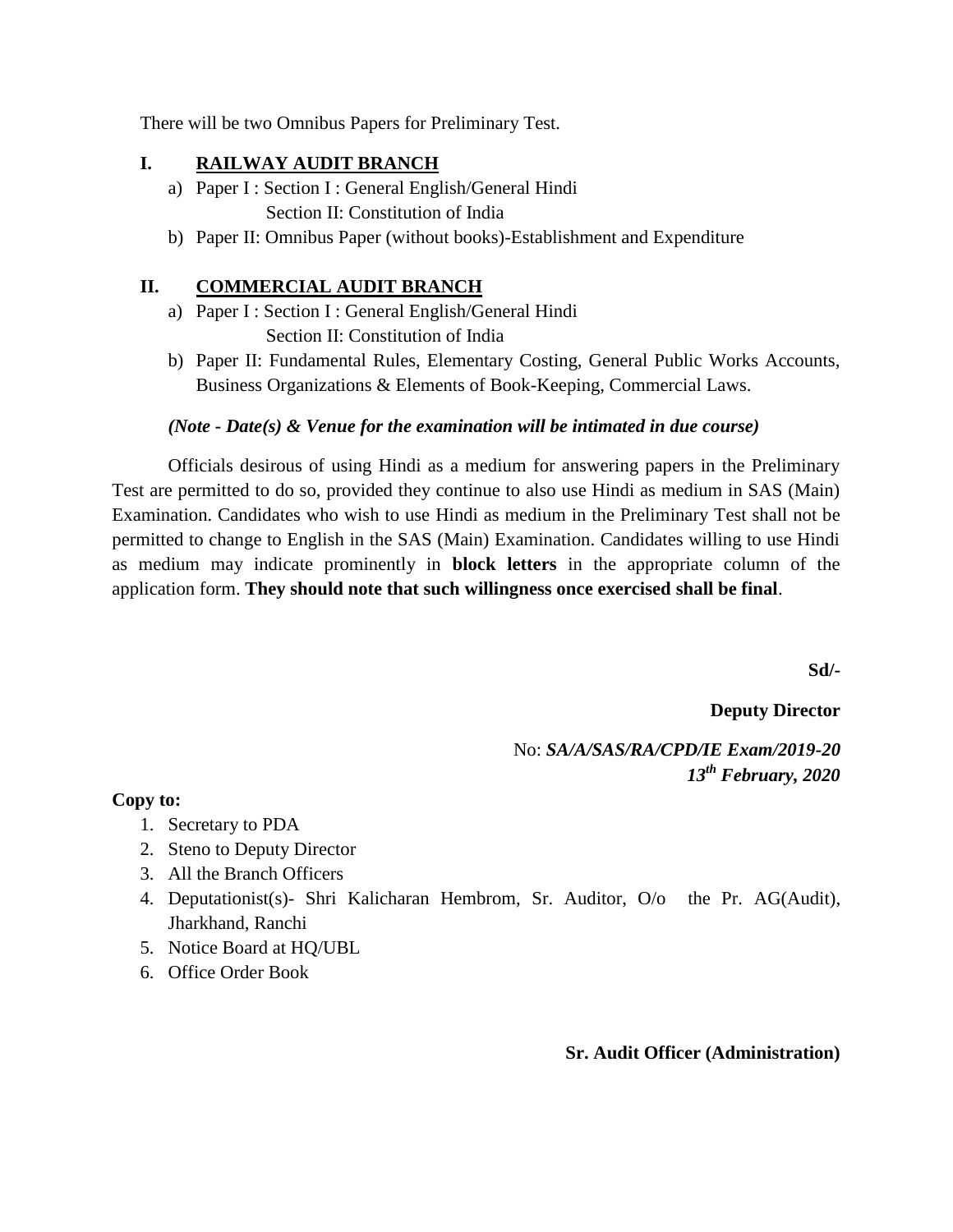There will be two Omnibus Papers for Preliminary Test.

**I. <u>RAILWAY AUDIT BRANCH</u>**

a) Paper I : Section I : General English/General Hindi
   Section II: Constitution of India

b) Paper II: Omnibus Paper (without books)-Establishment and Expenditure

**II. <u>COMMERCIAL AUDIT BRANCH</u>**

a) Paper I : Section I : General English/General Hindi
   Section II: Constitution of India

b) Paper II: Fundamental Rules, Elementary Costing, General Public Works Accounts, Business Organizations & Elements of Book-Keeping, Commercial Laws.

***(Note - Date(s) & Venue for the examination will be intimated in due course)***

Officials desirous of using Hindi as a medium for answering papers in the Preliminary Test are permitted to do so, provided they continue to also use Hindi as medium in SAS (Main) Examination. Candidates who wish to use Hindi as medium in the Preliminary Test shall not be permitted to change to English in the SAS (Main) Examination. Candidates willing to use Hindi as medium may indicate prominently in **block letters** in the appropriate column of the application form. **They should note that such willingness once exercised shall be final**.

**Sd/-**

**Deputy Director**

No: ***SA/A/SAS/RA/CPD/IE Exam/2019-20***
***13th February, 2020***

**Copy to:**

1. Secretary to PDA
2. Steno to Deputy Director
3. All the Branch Officers
4. Deputationist(s)- Shri Kalicharan Hembrom, Sr. Auditor, O/o the Pr. AG(Audit), Jharkhand, Ranchi
5. Notice Board at HQ/UBL
6. Office Order Book

**Sr. Audit Officer (Administration)**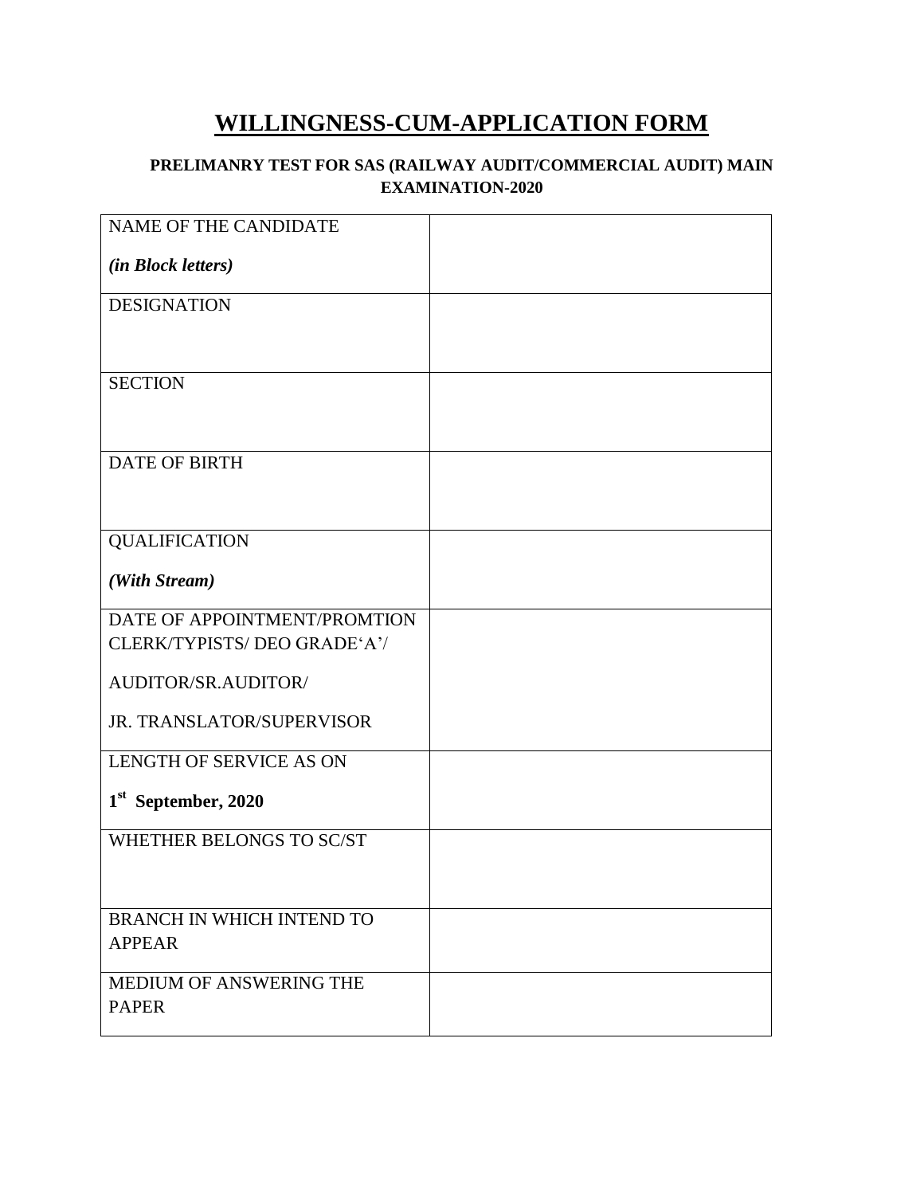# WILLINGNESS-CUM-APPLICATION FORM

**PRELIMANRY TEST FOR SAS (RAILWAY AUDIT/COMMERCIAL AUDIT) MAIN EXAMINATION-2020**

| | |
|---|---|
| NAME OF THE CANDIDATE<br>***(in Block letters)*** | |
| DESIGNATION | |
| SECTION | |
| DATE OF BIRTH | |
| QUALIFICATION<br>***(With Stream)*** | |
| DATE OF APPOINTMENT/PROMTION CLERK/TYPISTS/ DEO GRADE'A'/<br>AUDITOR/SR.AUDITOR/<br>JR. TRANSLATOR/SUPERVISOR | |
| LENGTH OF SERVICE AS ON<br>**1st September, 2020** | |
| WHETHER BELONGS TO SC/ST | |
| BRANCH IN WHICH INTEND TO APPEAR | |
| MEDIUM OF ANSWERING THE PAPER | |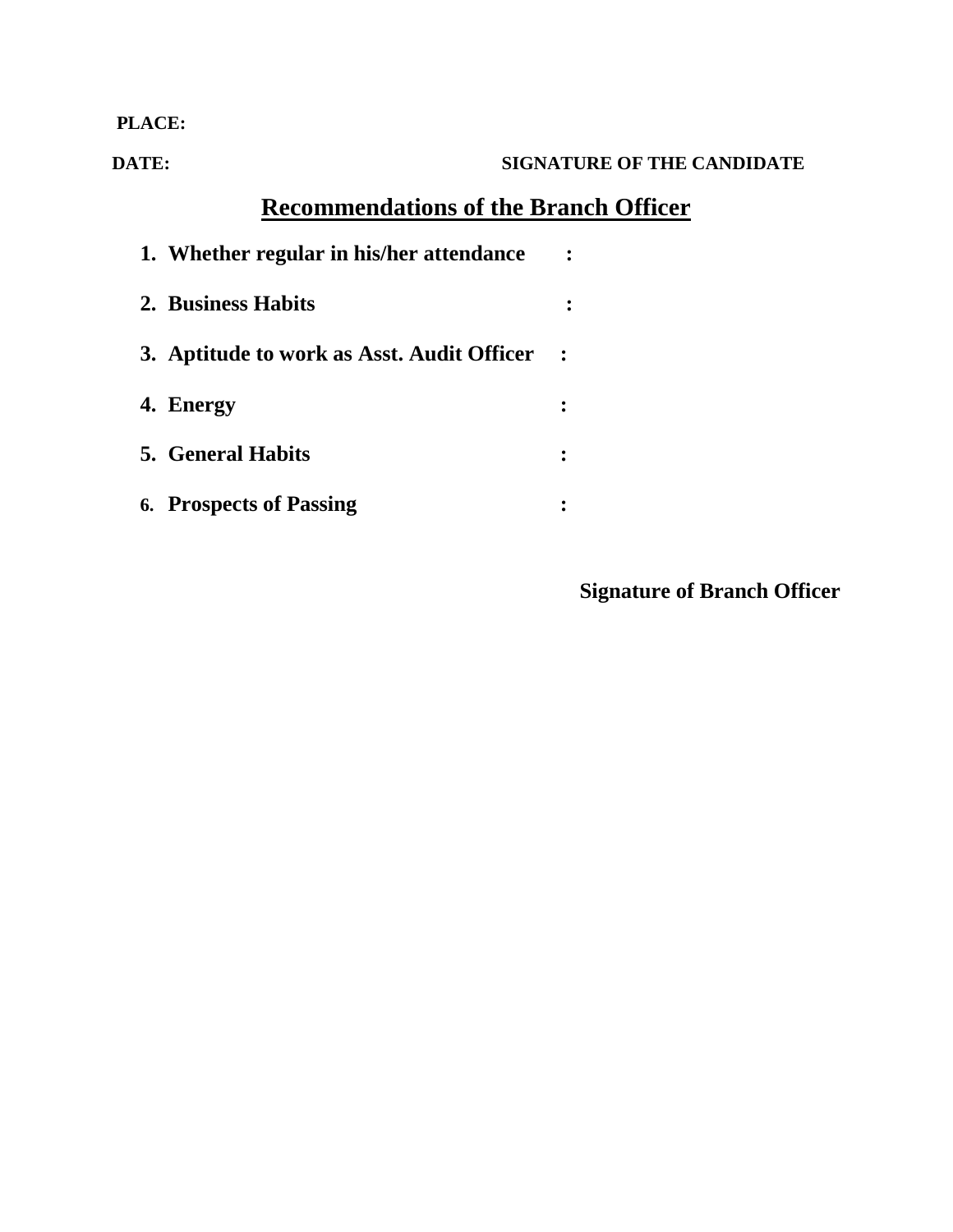**PLACE:**

**DATE:** **SIGNATURE OF THE CANDIDATE**

## Recommendations of the Branch Officer

1. **Whether regular in his/her attendance :**
2. **Business Habits :**
3. **Aptitude to work as Asst. Audit Officer :**
4. **Energy :**
5. **General Habits :**
6. **Prospects of Passing :**

**Signature of Branch Officer**